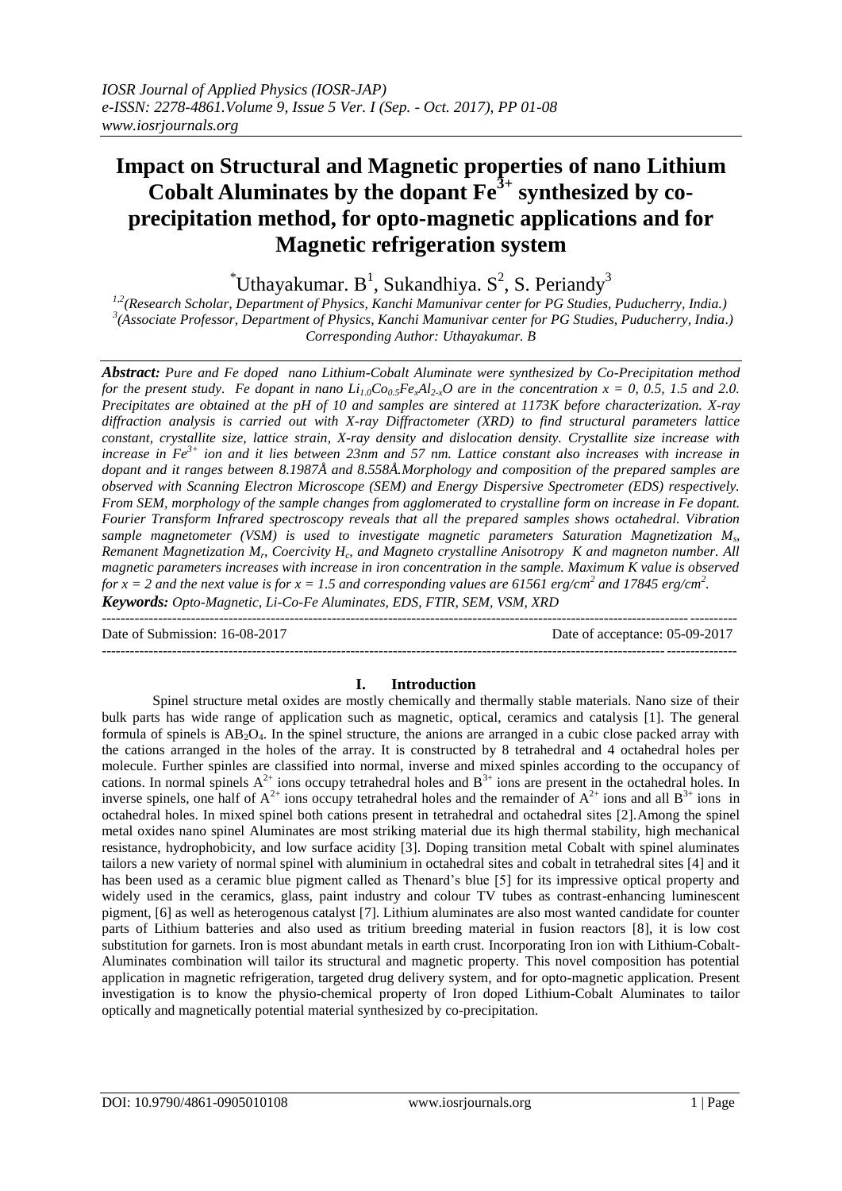# Impact on Structural and Magnetic properties of nano Lithium Cobalt Aluminates by the dopant $Fe^{3+}$ synthesized by co-precipitation method, for opto-magnetic applications and for Magnetic refrigeration system

*Uthayakumar. B[1], Sukandhiya. S[2], S. Periandy[3]

[1,2] *(Research Scholar, Department of Physics, Kanchi Mamunivar center for PG Studies, Puducherry, India.)*
[3] *(Associate Professor, Department of Physics, Kanchi Mamunivar center for PG Studies, Puducherry, India.)*
*Corresponding Author: Uthayakumar. B*

***Abstract:*** *Pure and Fe doped nano Lithium-Cobalt Aluminate were synthesized by Co-Precipitation method for the present study. Fe dopant in nano $Li_{1.0}Co_{0.5}Fe_xAl_{2-x}O$ are in the concentration x = 0, 0.5, 1.5 and 2.0. Precipitates are obtained at the pH of 10 and samples are sintered at 1173K before characterization. X-ray diffraction analysis is carried out with X-ray Diffractometer (XRD) to find structural parameters lattice constant, crystallite size, lattice strain, X-ray density and dislocation density. Crystallite size increase with increase in $Fe^{3+}$ ion and it lies between 23nm and 57 nm. Lattice constant also increases with increase in dopant and it ranges between 8.1987Å and 8.558Å.Morphology and composition of the prepared samples are observed with Scanning Electron Microscope (SEM) and Energy Dispersive Spectrometer (EDS) respectively. From SEM, morphology of the sample changes from agglomerated to crystalline form on increase in Fe dopant. Fourier Transform Infrared spectroscopy reveals that all the prepared samples shows octahedral. Vibration sample magnetometer (VSM) is used to investigate magnetic parameters Saturation Magnetization $M_s$, Remanent Magnetization $M_r$, Coercivity $H_c$, and Magneto crystalline Anisotropy K and magneton number. All magnetic parameters increases with increase in iron concentration in the sample. Maximum K value is observed for x = 2 and the next value is for x = 1.5 and corresponding values are 61561 erg/cm$^2$ and 17845 erg/cm$^2$.*

***Keywords:*** *Opto-Magnetic, Li-Co-Fe Aluminates, EDS, FTIR, SEM, VSM, XRD*

Date of Submission: 16-08-2017 Date of acceptance: 05-09-2017

## I. Introduction

Spinel structure metal oxides are mostly chemically and thermally stable materials. Nano size of their bulk parts has wide range of application such as magnetic, optical, ceramics and catalysis [1]. The general formula of spinels is $AB_2O_4$. In the spinel structure, the anions are arranged in a cubic close packed array with the cations arranged in the holes of the array. It is constructed by 8 tetrahedral and 4 octahedral holes per molecule. Further spinles are classified into normal, inverse and mixed spinles according to the occupancy of cations. In normal spinels $A^{2+}$ ions occupy tetrahedral holes and $B^{3+}$ ions are present in the octahedral holes. In inverse spinels, one half of $A^{2+}$ ions occupy tetrahedral holes and the remainder of $A^{2+}$ ions and all $B^{3+}$ ions in octahedral holes. In mixed spinel both cations present in tetrahedral and octahedral sites [2].Among the spinel metal oxides nano spinel Aluminates are most striking material due its high thermal stability, high mechanical resistance, hydrophobicity, and low surface acidity [3]. Doping transition metal Cobalt with spinel aluminates tailors a new variety of normal spinel with aluminium in octahedral sites and cobalt in tetrahedral sites [4] and it has been used as a ceramic blue pigment called as Thenard's blue [5] for its impressive optical property and widely used in the ceramics, glass, paint industry and colour TV tubes as contrast-enhancing luminescent pigment, [6] as well as heterogenous catalyst [7]. Lithium aluminates are also most wanted candidate for counter parts of Lithium batteries and also used as tritium breeding material in fusion reactors [8], it is low cost substitution for garnets. Iron is most abundant metals in earth crust. Incorporating Iron ion with Lithium-Cobalt-Aluminates combination will tailor its structural and magnetic property. This novel composition has potential application in magnetic refrigeration, targeted drug delivery system, and for opto-magnetic application. Present investigation is to know the physio-chemical property of Iron doped Lithium-Cobalt Aluminates to tailor optically and magnetically potential material synthesized by co-precipitation.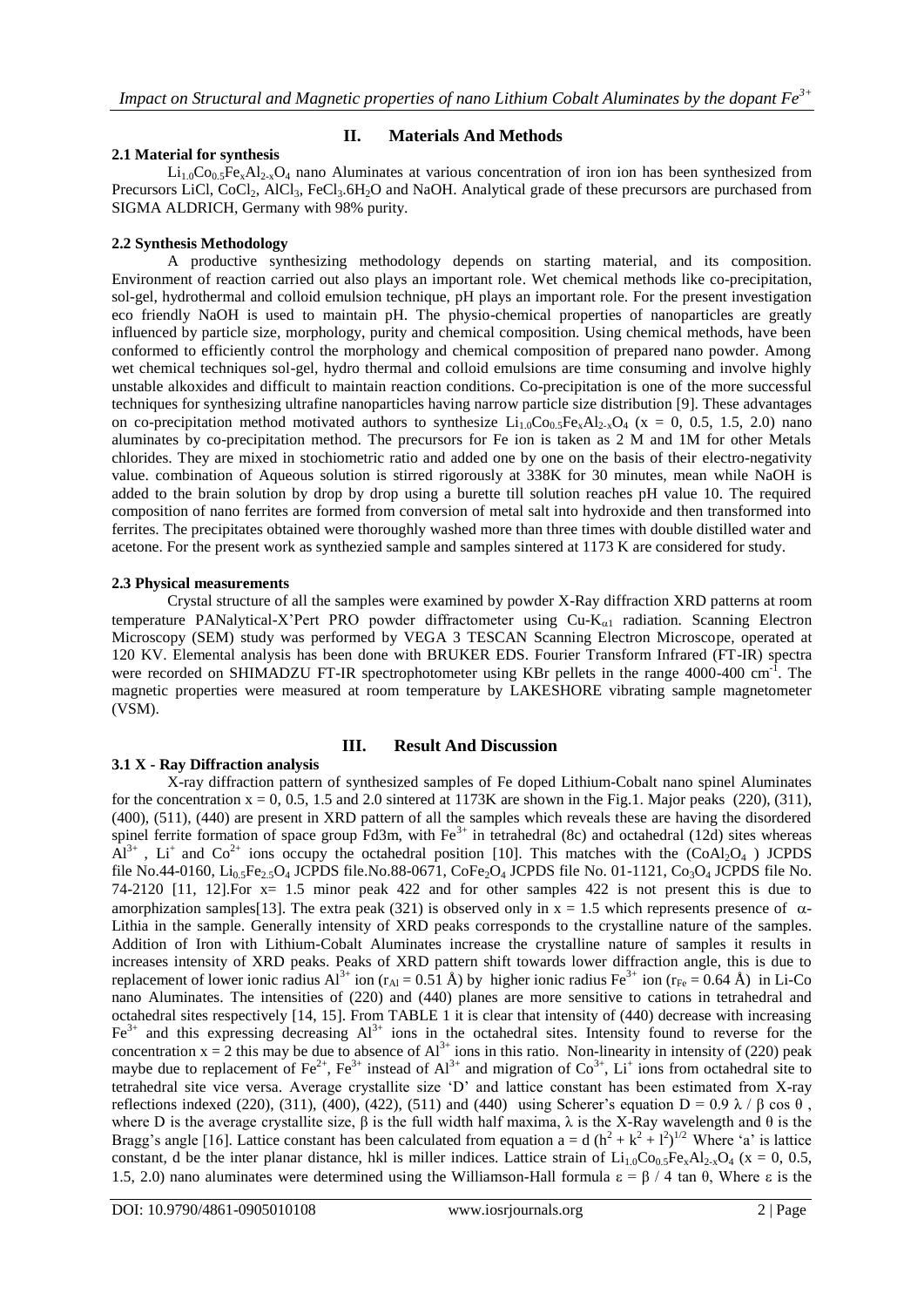## II. Materials And Methods

### 2.1 Material for synthesis

$Li_{1.0}Co_{0.5}Fe_xAl_{2-x}O_4$ nano Aluminates at various concentration of iron ion has been synthesized from Precursors LiCl, $CoCl_2$, $AlCl_3$, $FeCl_3.6H_2O$ and NaOH. Analytical grade of these precursors are purchased from SIGMA ALDRICH, Germany with 98% purity.

### 2.2 Synthesis Methodology

A productive synthesizing methodology depends on starting material, and its composition. Environment of reaction carried out also plays an important role. Wet chemical methods like co-precipitation, sol-gel, hydrothermal and colloid emulsion technique, pH plays an important role. For the present investigation eco friendly NaOH is used to maintain pH. The physio-chemical properties of nanoparticles are greatly influenced by particle size, morphology, purity and chemical composition. Using chemical methods, have been conformed to efficiently control the morphology and chemical composition of prepared nano powder. Among wet chemical techniques sol-gel, hydro thermal and colloid emulsions are time consuming and involve highly unstable alkoxides and difficult to maintain reaction conditions. Co-precipitation is one of the more successful techniques for synthesizing ultrafine nanoparticles having narrow particle size distribution [9]. These advantages on co-precipitation method motivated authors to synthesize $Li_{1.0}Co_{0.5}Fe_xAl_{2-x}O_4$ (x = 0, 0.5, 1.5, 2.0) nano aluminates by co-precipitation method. The precursors for Fe ion is taken as 2 M and 1M for other Metals chlorides. They are mixed in stochiometric ratio and added one by one on the basis of their electro-negativity value. combination of Aqueous solution is stirred rigorously at 338K for 30 minutes, mean while NaOH is added to the brain solution by drop by drop using a burette till solution reaches pH value 10. The required composition of nano ferrites are formed from conversion of metal salt into hydroxide and then transformed into ferrites. The precipitates obtained were thoroughly washed more than three times with double distilled water and acetone. For the present work as synthezied sample and samples sintered at 1173 K are considered for study.

### 2.3 Physical measurements

Crystal structure of all the samples were examined by powder X-Ray diffraction XRD patterns at room temperature PANalytical-X'Pert PRO powder diffractometer using Cu-$K_{\alpha 1}$ radiation. Scanning Electron Microscopy (SEM) study was performed by VEGA 3 TESCAN Scanning Electron Microscope, operated at 120 KV. Elemental analysis has been done with BRUKER EDS. Fourier Transform Infrared (FT-IR) spectra were recorded on SHIMADZU FT-IR spectrophotometer using KBr pellets in the range 4000-400 $cm^{-1}$. The magnetic properties were measured at room temperature by LAKESHORE vibrating sample magnetometer (VSM).

## III. Result And Discussion

### 3.1 X - Ray Diffraction analysis

X-ray diffraction pattern of synthesized samples of Fe doped Lithium-Cobalt nano spinel Aluminates for the concentration x = 0, 0.5, 1.5 and 2.0 sintered at 1173K are shown in the Fig.1. Major peaks (220), (311), (400), (511), (440) are present in XRD pattern of all the samples which reveals these are having the disordered spinel ferrite formation of space group Fd3m, with $Fe^{3+}$ in tetrahedral (8c) and octahedral (12d) sites whereas $Al^{3+}$, $Li^{+}$ and $Co^{2+}$ ions occupy the octahedral position [10]. This matches with the ($CoAl_2O_4$) JCPDS file No.44-0160, $Li_{0.5}Fe_{2.5}O_4$ JCPDS file.No.88-0671, $CoFe_2O_4$ JCPDS file No. 01-1121, $Co_3O_4$ JCPDS file No. 74-2120 [11, 12].For x= 1.5 minor peak 422 and for other samples 422 is not present this is due to amorphization samples[13]. The extra peak (321) is observed only in x = 1.5 which represents presence of $\alpha$-Lithia in the sample. Generally intensity of XRD peaks corresponds to the crystalline nature of the samples. Addition of Iron with Lithium-Cobalt Aluminates increase the crystalline nature of samples it results in increases intensity of XRD peaks. Peaks of XRD pattern shift towards lower diffraction angle, this is due to replacement of lower ionic radius $Al^{3+}$ ion ($r_{Al}$ = 0.51 Å) by higher ionic radius $Fe^{3+}$ ion ($r_{Fe}$ = 0.64 Å) in Li-Co nano Aluminates. The intensities of (220) and (440) planes are more sensitive to cations in tetrahedral and octahedral sites respectively [14, 15]. From TABLE 1 it is clear that intensity of (440) decrease with increasing $Fe^{3+}$ and this expressing decreasing $Al^{3+}$ ions in the octahedral sites. Intensity found to reverse for the concentration x = 2 this may be due to absence of $Al^{3+}$ ions in this ratio. Non-linearity in intensity of (220) peak maybe due to replacement of $Fe^{2+}$, $Fe^{3+}$ instead of $Al^{3+}$ and migration of $Co^{3+}$, $Li^{+}$ ions from octahedral site to tetrahedral site vice versa. Average crystallite size 'D' and lattice constant has been estimated from X-ray reflections indexed (220), (311), (400), (422), (511) and (440) using Scherer's equation $D = 0.9 \lambda / \beta \cos \theta$, where D is the average crystallite size, $\beta$ is the full width half maxima, $\lambda$ is the X-Ray wavelength and $\theta$ is the Bragg's angle [16]. Lattice constant has been calculated from equation $a = d (h^2 + k^2 + l^2)^{1/2}$ Where 'a' is lattice constant, d be the inter planar distance, hkl is miller indices. Lattice strain of $Li_{1.0}Co_{0.5}Fe_xAl_{2-x}O_4$ (x = 0, 0.5, 1.5, 2.0) nano aluminates were determined using the Williamson-Hall formula $\varepsilon = \beta / 4 \tan \theta$, Where $\varepsilon$ is the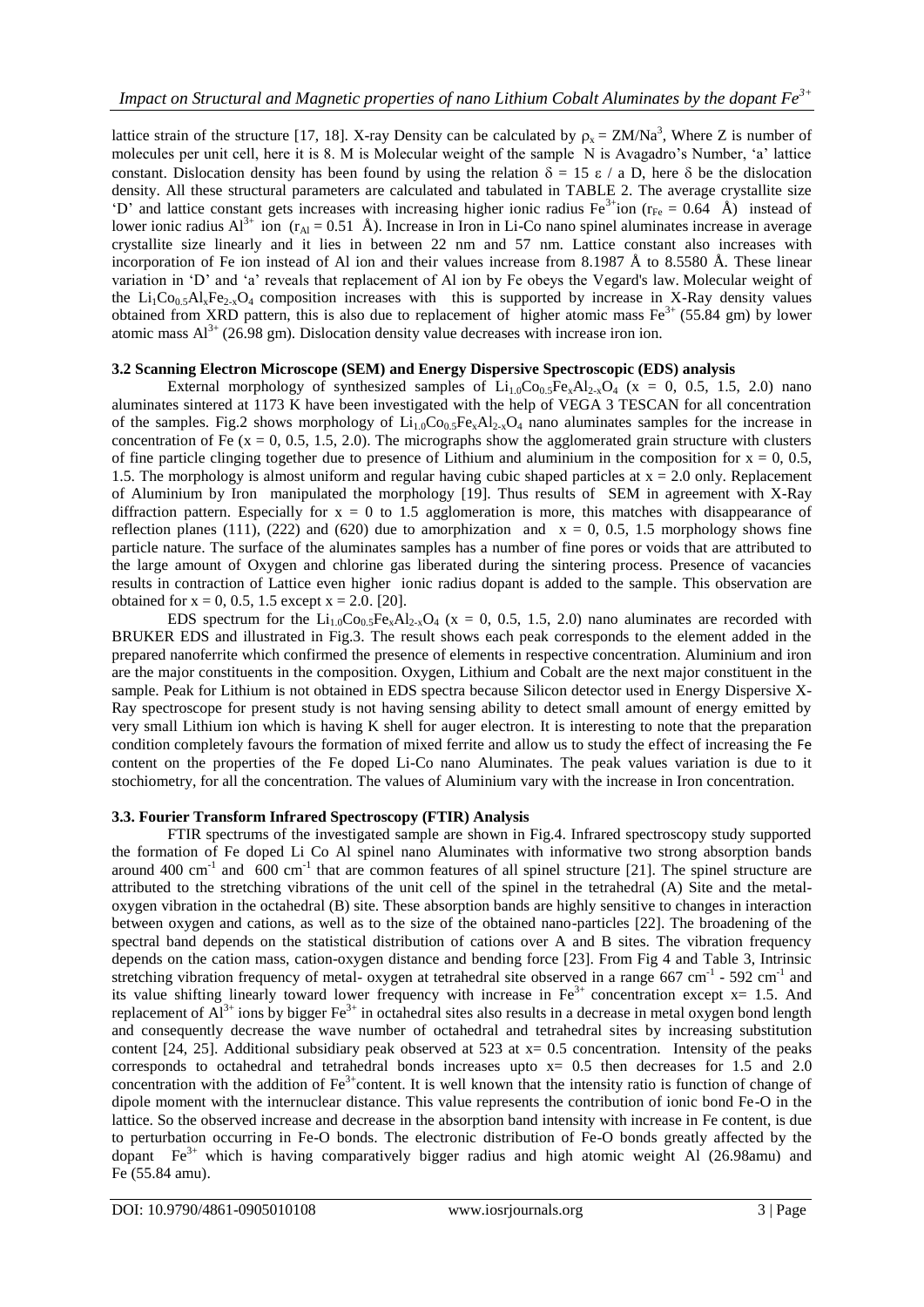lattice strain of the structure [17, 18]. X-ray Density can be calculated by $\rho_x = ZM/Na^3$, Where Z is number of molecules per unit cell, here it is 8. M is Molecular weight of the sample N is Avagadro's Number, 'a' lattice constant. Dislocation density has been found by using the relation $\delta = 15\ \varepsilon$ / a D, here $\delta$ be the dislocation density. All these structural parameters are calculated and tabulated in TABLE 2. The average crystallite size 'D' and lattice constant gets increases with increasing higher ionic radius $Fe^{3+}$ion ($r_{Fe}$ = 0.64 Å) instead of lower ionic radius $Al^{3+}$ ion ($r_{Al}$ = 0.51 Å). Increase in Iron in Li-Co nano spinel aluminates increase in average crystallite size linearly and it lies in between 22 nm and 57 nm. Lattice constant also increases with incorporation of Fe ion instead of Al ion and their values increase from 8.1987 Å to 8.5580 Å. These linear variation in 'D' and 'a' reveals that replacement of Al ion by Fe obeys the Vegard's law. Molecular weight of the $Li_1Co_{0.5}Al_xFe_{2-x}O_4$ composition increases with this is supported by increase in X-Ray density values obtained from XRD pattern, this is also due to replacement of higher atomic mass $Fe^{3+}$ (55.84 gm) by lower atomic mass $Al^{3+}$ (26.98 gm). Dislocation density value decreases with increase iron ion.

### 3.2 Scanning Electron Microscope (SEM) and Energy Dispersive Spectroscopic (EDS) analysis

External morphology of synthesized samples of $Li_{1.0}Co_{0.5}Fe_xAl_{2-x}O_4$ (x = 0, 0.5, 1.5, 2.0) nano aluminates sintered at 1173 K have been investigated with the help of VEGA 3 TESCAN for all concentration of the samples. Fig.2 shows morphology of $Li_{1.0}Co_{0.5}Fe_xAl_{2-x}O_4$ nano aluminates samples for the increase in concentration of Fe (x = 0, 0.5, 1.5, 2.0). The micrographs show the agglomerated grain structure with clusters of fine particle clinging together due to presence of Lithium and aluminium in the composition for x = 0, 0.5, 1.5. The morphology is almost uniform and regular having cubic shaped particles at x = 2.0 only. Replacement of Aluminium by Iron manipulated the morphology [19]. Thus results of SEM in agreement with X-Ray diffraction pattern. Especially for x = 0 to 1.5 agglomeration is more, this matches with disappearance of reflection planes (111), (222) and (620) due to amorphization and x = 0, 0.5, 1.5 morphology shows fine particle nature. The surface of the aluminates samples has a number of fine pores or voids that are attributed to the large amount of Oxygen and chlorine gas liberated during the sintering process. Presence of vacancies results in contraction of Lattice even higher ionic radius dopant is added to the sample. This observation are obtained for x = 0, 0.5, 1.5 except x = 2.0. [20].

EDS spectrum for the $Li_{1.0}Co_{0.5}Fe_xAl_{2-x}O_4$ (x = 0, 0.5, 1.5, 2.0) nano aluminates are recorded with BRUKER EDS and illustrated in Fig.3. The result shows each peak corresponds to the element added in the prepared nanoferrite which confirmed the presence of elements in respective concentration. Aluminium and iron are the major constituents in the composition. Oxygen, Lithium and Cobalt are the next major constituent in the sample. Peak for Lithium is not obtained in EDS spectra because Silicon detector used in Energy Dispersive X-Ray spectroscope for present study is not having sensing ability to detect small amount of energy emitted by very small Lithium ion which is having K shell for auger electron. It is interesting to note that the preparation condition completely favours the formation of mixed ferrite and allow us to study the effect of increasing the Fe content on the properties of the Fe doped Li-Co nano Aluminates. The peak values variation is due to it stochiometry, for all the concentration. The values of Aluminium vary with the increase in Iron concentration.

### 3.3. Fourier Transform Infrared Spectroscopy (FTIR) Analysis

FTIR spectrums of the investigated sample are shown in Fig.4. Infrared spectroscopy study supported the formation of Fe doped Li Co Al spinel nano Aluminates with informative two strong absorption bands around 400 $cm^{-1}$ and 600 $cm^{-1}$ that are common features of all spinel structure [21]. The spinel structure are attributed to the stretching vibrations of the unit cell of the spinel in the tetrahedral (A) Site and the metal-oxygen vibration in the octahedral (B) site. These absorption bands are highly sensitive to changes in interaction between oxygen and cations, as well as to the size of the obtained nano-particles [22]. The broadening of the spectral band depends on the statistical distribution of cations over A and B sites. The vibration frequency depends on the cation mass, cation-oxygen distance and bending force [23]. From Fig 4 and Table 3, Intrinsic stretching vibration frequency of metal- oxygen at tetrahedral site observed in a range 667 $cm^{-1}$ - 592 $cm^{-1}$ and its value shifting linearly toward lower frequency with increase in $Fe^{3+}$ concentration except x= 1.5. And replacement of $Al^{3+}$ ions by bigger $Fe^{3+}$ in octahedral sites also results in a decrease in metal oxygen bond length and consequently decrease the wave number of octahedral and tetrahedral sites by increasing substitution content [24, 25]. Additional subsidiary peak observed at 523 at x= 0.5 concentration. Intensity of the peaks corresponds to octahedral and tetrahedral bonds increases upto x= 0.5 then decreases for 1.5 and 2.0 concentration with the addition of $Fe^{3+}$content. It is well known that the intensity ratio is function of change of dipole moment with the internuclear distance. This value represents the contribution of ionic bond Fe-O in the lattice. So the observed increase and decrease in the absorption band intensity with increase in Fe content, is due to perturbation occurring in Fe-O bonds. The electronic distribution of Fe-O bonds greatly affected by the dopant $Fe^{3+}$ which is having comparatively bigger radius and high atomic weight Al (26.98amu) and Fe (55.84 amu).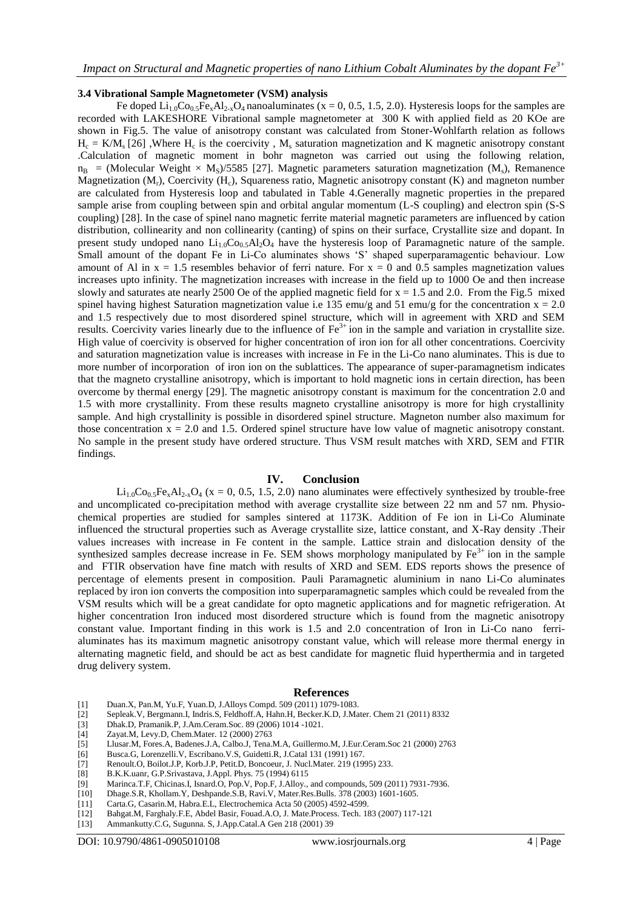### 3.4 Vibrational Sample Magnetometer (VSM) analysis

Fe doped $Li_{1.0}Co_{0.5}Fe_xAl_{2-x}O_4$ nanoaluminates (x = 0, 0.5, 1.5, 2.0). Hysteresis loops for the samples are recorded with LAKESHORE Vibrational sample magnetometer at 300 K with applied field as 20 KOe are shown in Fig.5. The value of anisotropy constant was calculated from Stoner-Wohlfarth relation as follows $H_c = K/M_s$ [26] ,Where $H_c$ is the coercivity , $M_s$ saturation magnetization and K magnetic anisotropy constant .Calculation of magnetic moment in bohr magneton was carried out using the following relation, $n_B$ = (Molecular Weight × $M_S$)/5585 [27]. Magnetic parameters saturation magnetization ($M_s$), Remanence Magnetization ($M_r$), Coercivity ($H_c$), Squareness ratio, Magnetic anisotropy constant (K) and magneton number are calculated from Hysteresis loop and tabulated in Table 4.Generally magnetic properties in the prepared sample arise from coupling between spin and orbital angular momentum (L-S coupling) and electron spin (S-S coupling) [28]. In the case of spinel nano magnetic ferrite material magnetic parameters are influenced by cation distribution, collinearity and non collinearity (canting) of spins on their surface, Crystallite size and dopant. In present study undoped nano $Li_{1.0}Co_{0.5}Al_2O_4$ have the hysteresis loop of Paramagnetic nature of the sample. Small amount of the dopant Fe in Li-Co aluminates shows 'S' shaped superparamagentic behaviour. Low amount of Al in x = 1.5 resembles behavior of ferri nature. For x = 0 and 0.5 samples magnetization values increases upto infinity. The magnetization increases with increase in the field up to 1000 Oe and then increase slowly and saturates ate nearly 2500 Oe of the applied magnetic field for x = 1.5 and 2.0. From the Fig.5 mixed spinel having highest Saturation magnetization value i.e 135 emu/g and 51 emu/g for the concentration x = 2.0 and 1.5 respectively due to most disordered spinel structure, which will in agreement with XRD and SEM results. Coercivity varies linearly due to the influence of $Fe^{3+}$ ion in the sample and variation in crystallite size. High value of coercivity is observed for higher concentration of iron ion for all other concentrations. Coercivity and saturation magnetization value is increases with increase in Fe in the Li-Co nano aluminates. This is due to more number of incorporation of iron ion on the sublattices. The appearance of super-paramagnetism indicates that the magneto crystalline anisotropy, which is important to hold magnetic ions in certain direction, has been overcome by thermal energy [29]. The magnetic anisotropy constant is maximum for the concentration 2.0 and 1.5 with more crystallinity. From these results magneto crystalline anisotropy is more for high crystallinity sample. And high crystallinity is possible in disordered spinel structure. Magneton number also maximum for those concentration x = 2.0 and 1.5. Ordered spinel structure have low value of magnetic anisotropy constant. No sample in the present study have ordered structure. Thus VSM result matches with XRD, SEM and FTIR findings.

## IV. Conclusion

$Li_{1.0}Co_{0.5}Fe_xAl_{2-x}O_4$ (x = 0, 0.5, 1.5, 2.0) nano aluminates were effectively synthesized by trouble-free and uncomplicated co-precipitation method with average crystallite size between 22 nm and 57 nm. Physio-chemical properties are studied for samples sintered at 1173K. Addition of Fe ion in Li-Co Aluminate influenced the structural properties such as Average crystallite size, lattice constant, and X-Ray density .Their values increases with increase in Fe content in the sample. Lattice strain and dislocation density of the synthesized samples decrease increase in Fe. SEM shows morphology manipulated by $Fe^{3+}$ ion in the sample and FTIR observation have fine match with results of XRD and SEM. EDS reports shows the presence of percentage of elements present in composition. Pauli Paramagnetic aluminium in nano Li-Co aluminates replaced by iron ion converts the composition into superparamagnetic samples which could be revealed from the VSM results which will be a great candidate for opto magnetic applications and for magnetic refrigeration. At higher concentration Iron induced most disordered structure which is found from the magnetic anisotropy constant value. Important finding in this work is 1.5 and 2.0 concentration of Iron in Li-Co nano ferri-aluminates has its maximum magnetic anisotropy constant value, which will release more thermal energy in alternating magnetic field, and should be act as best candidate for magnetic fluid hyperthermia and in targeted drug delivery system.

## References

[1] Duan.X, Pan.M, Yu.F, Yuan.D, J.Alloys Compd. 509 (2011) 1079-1083.
[2] Sepleak.V, Bergmann.I, Indris.S, Feldhoff.A, Hahn.H, Becker.K.D, J.Mater. Chem 21 (2011) 8332
[3] Dhak.D, Pramanik.P, J.Am.Ceram.Soc. 89 (2006) 1014 -1021.
[4] Zayat.M, Levy.D, Chem.Mater. 12 (2000) 2763
[5] Llusar.M, Fores.A, Badenes.J.A, Calbo.J, Tena.M.A, Guillermo.M, J.Eur.Ceram.Soc 21 (2000) 2763
[6] Busca.G, Lorenzelli.V, Escribano.V.S, Guidetti.R, J.Catal 131 (1991) 167.
[7] Renoult.O, Boilot.J.P, Korb.J.P, Petit.D, Boncoeur, J. Nucl.Mater. 219 (1995) 233.
[8] B.K.K.uanr, G.P.Srivastava, J.Appl. Phys. 75 (1994) 6115
[9] Marinca.T.F, Chicinas.I, Isnard.O, Pop.V, Pop.F, J.Alloy., and compounds, 509 (2011) 7931-7936.
[10] Dhage.S.R, Khollam.Y, Deshpande.S.B, Ravi.V, Mater.Res.Bulls. 378 (2003) 1601-1605.
[11] Carta.G, Casarin.M, Habra.E.L, Electrochemica Acta 50 (2005) 4592-4599.
[12] Bahgat.M, Farghaly.F.E, Abdel Basir, Fouad.A.O, J. Mate.Process. Tech. 183 (2007) 117-121
[13] Ammankutty.C.G, Sugunna. S, J.App.Catal.A Gen 218 (2001) 39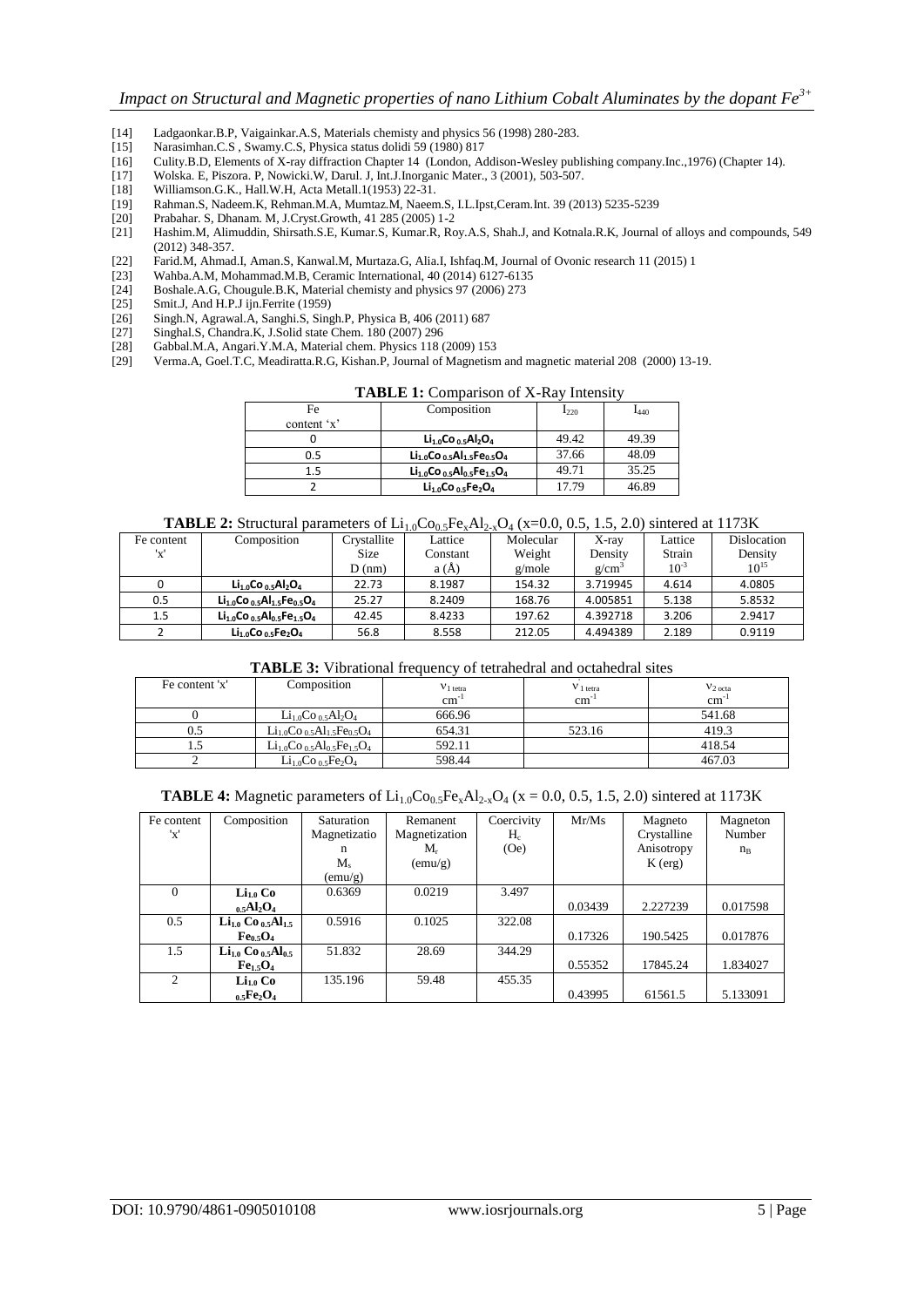[14] Ladgaonkar.B.P, Vaigainkar.A.S, Materials chemisty and physics 56 (1998) 280-283.
[15] Narasimhan.C.S , Swamy.C.S, Physica status dolidi 59 (1980) 817
[16] Culity.B.D, Elements of X-ray diffraction Chapter 14 (London, Addison-Wesley publishing company.Inc.,1976) (Chapter 14).
[17] Wolska. E, Piszora. P, Nowicki.W, Darul. J, Int.J.Inorganic Mater., 3 (2001), 503-507.
[18] Williamson.G.K., Hall.W.H, Acta Metall.1(1953) 22-31.
[19] Rahman.S, Nadeem.K, Rehman.M.A, Mumtaz.M, Naeem.S, I.L.Ipst,Ceram.Int. 39 (2013) 5235-5239
[20] Prabahar. S, Dhanam. M, J.Cryst.Growth, 41 285 (2005) 1-2
[21] Hashim.M, Alimuddin, Shirsath.S.E, Kumar.S, Kumar.R, Roy.A.S, Shah.J, and Kotnala.R.K, Journal of alloys and compounds, 549 (2012) 348-357.
[22] Farid.M, Ahmad.I, Aman.S, Kanwal.M, Murtaza.G, Alia.I, Ishfaq.M, Journal of Ovonic research 11 (2015) 1
[23] Wahba.A.M, Mohammad.M.B, Ceramic International, 40 (2014) 6127-6135
[24] Boshale.A.G, Chougule.B.K, Material chemisty and physics 97 (2006) 273
[25] Smit.J, And H.P.J ijn.Ferrite (1959)
[26] Singh.N, Agrawal.A, Sanghi.S, Singh.P, Physica B, 406 (2011) 687
[27] Singhal.S, Chandra.K, J.Solid state Chem. 180 (2007) 296
[28] Gabbal.M.A, Angari.Y.M.A, Material chem. Physics 118 (2009) 153
[29] Verma.A, Goel.T.C, Meadiratta.R.G, Kishan.P, Journal of Magnetism and magnetic material 208 (2000) 13-19.

**TABLE 1:** Comparison of X-Ray Intensity

| Fe content 'x' | Composition | $I_{220}$ | $I_{440}$ |
|---|---|---|---|
| 0 | $Li_{1.0}Co_{0.5}Al_2O_4$ | 49.42 | 49.39 |
| 0.5 | $Li_{1.0}Co_{0.5}Al_{1.5}Fe_{0.5}O_4$ | 37.66 | 48.09 |
| 1.5 | $Li_{1.0}Co_{0.5}Al_{0.5}Fe_{1.5}O_4$ | 49.71 | 35.25 |
| 2 | $Li_{1.0}Co_{0.5}Fe_2O_4$ | 17.79 | 46.89 |

**TABLE 2:** Structural parameters of $Li_{1.0}Co_{0.5}Fe_xAl_{2-x}O_4$ (x=0.0, 0.5, 1.5, 2.0) sintered at 1173K

| Fe content 'x' | Composition | Crystallite Size D (nm) | Lattice Constant a (Å) | Molecular Weight g/mole | X-ray Density g/cm$^3$ | Lattice Strain $10^{-3}$ | Dislocation Density $10^{15}$ |
|---|---|---|---|---|---|---|---|
| 0 | $Li_{1.0}Co_{0.5}Al_2O_4$ | 22.73 | 8.1987 | 154.32 | 3.719945 | 4.614 | 4.0805 |
| 0.5 | $Li_{1.0}Co_{0.5}Al_{1.5}Fe_{0.5}O_4$ | 25.27 | 8.2409 | 168.76 | 4.005851 | 5.138 | 5.8532 |
| 1.5 | $Li_{1.0}Co_{0.5}Al_{0.5}Fe_{1.5}O_4$ | 42.45 | 8.4233 | 197.62 | 4.392718 | 3.206 | 2.9417 |
| 2 | $Li_{1.0}Co_{0.5}Fe_2O_4$ | 56.8 | 8.558 | 212.05 | 4.494389 | 2.189 | 0.9119 |

**TABLE 3:** Vibrational frequency of tetrahedral and octahedral sites

| Fe content 'x' | Composition | $\nu_{1\,tetra}$ cm$^{-1}$ | $\nu'_{1\,tetra}$ cm$^{-1}$ | $\nu_{2\,octa}$ cm$^{-1}$ |
|---|---|---|---|---|
| 0 | $Li_{1.0}Co_{0.5}Al_2O_4$ | 666.96 | | 541.68 |
| 0.5 | $Li_{1.0}Co_{0.5}Al_{1.5}Fe_{0.5}O_4$ | 654.31 | 523.16 | 419.3 |
| 1.5 | $Li_{1.0}Co_{0.5}Al_{0.5}Fe_{1.5}O_4$ | 592.11 | | 418.54 |
| 2 | $Li_{1.0}Co_{0.5}Fe_2O_4$ | 598.44 | | 467.03 |

**TABLE 4:** Magnetic parameters of $Li_{1.0}Co_{0.5}Fe_xAl_{2-x}O_4$ (x = 0.0, 0.5, 1.5, 2.0) sintered at 1173K

| Fe content 'x' | Composition | Saturation Magnetization $M_s$ (emu/g) | Remanent Magnetization $M_r$ (emu/g) | Coercivity $H_c$ (Oe) | Mr/Ms | Magneto Crystalline Anisotropy K (erg) | Magneton Number $n_B$ |
|---|---|---|---|---|---|---|---|
| 0 | $Li_{1.0}Co_{0.5}Al_2O_4$ | 0.6369 | 0.0219 | 3.497 | 0.03439 | 2.227239 | 0.017598 |
| 0.5 | $Li_{1.0}Co_{0.5}Al_{1.5}Fe_{0.5}O_4$ | 0.5916 | 0.1025 | 322.08 | 0.17326 | 190.5425 | 0.017876 |
| 1.5 | $Li_{1.0}Co_{0.5}Al_{0.5}Fe_{1.5}O_4$ | 51.832 | 28.69 | 344.29 | 0.55352 | 17845.24 | 1.834027 |
| 2 | $Li_{1.0}Co_{0.5}Fe_2O_4$ | 135.196 | 59.48 | 455.35 | 0.43995 | 61561.5 | 5.133091 |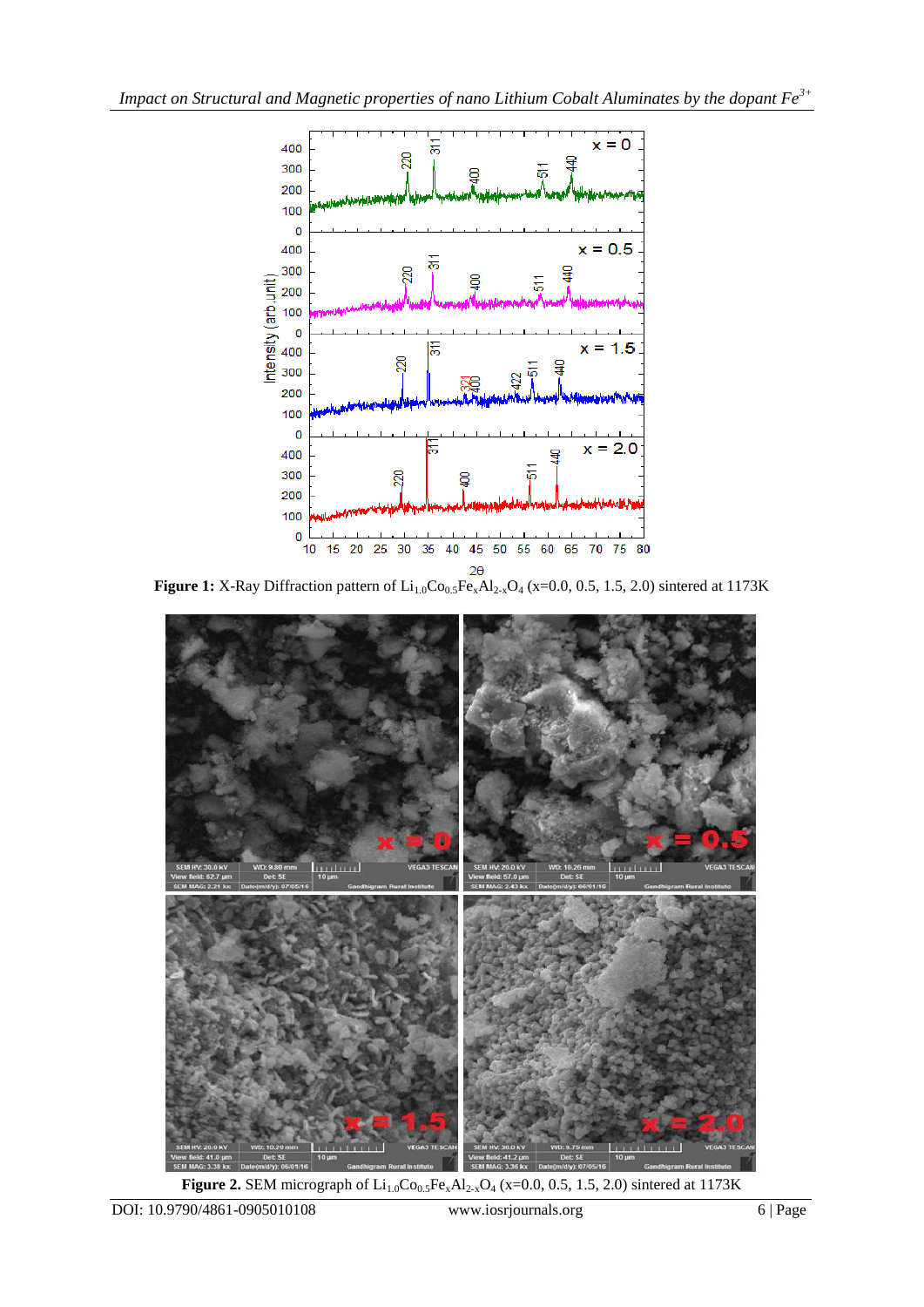x = 0

x = 0.5

x = 1.5

x = 2.0

Intensity (arb.unit)

2θ

220 311 400 511 440

321 422

0 100 200 300 400

10 15 20 25 30 35 40 45 50 55 60 65 70 75 80

**Figure 1:** X-Ray Diffraction pattern of $Li_{1.0}Co_{0.5}Fe_xAl_{2-x}O_4$ (x=0.0, 0.5, 1.5, 2.0) sintered at 1173K

x = 0

x = 0.5

x = 1.5

x = 2.0

**Figure 2.** SEM micrograph of $Li_{1.0}Co_{0.5}Fe_xAl_{2-x}O_4$ (x=0.0, 0.5, 1.5, 2.0) sintered at 1173K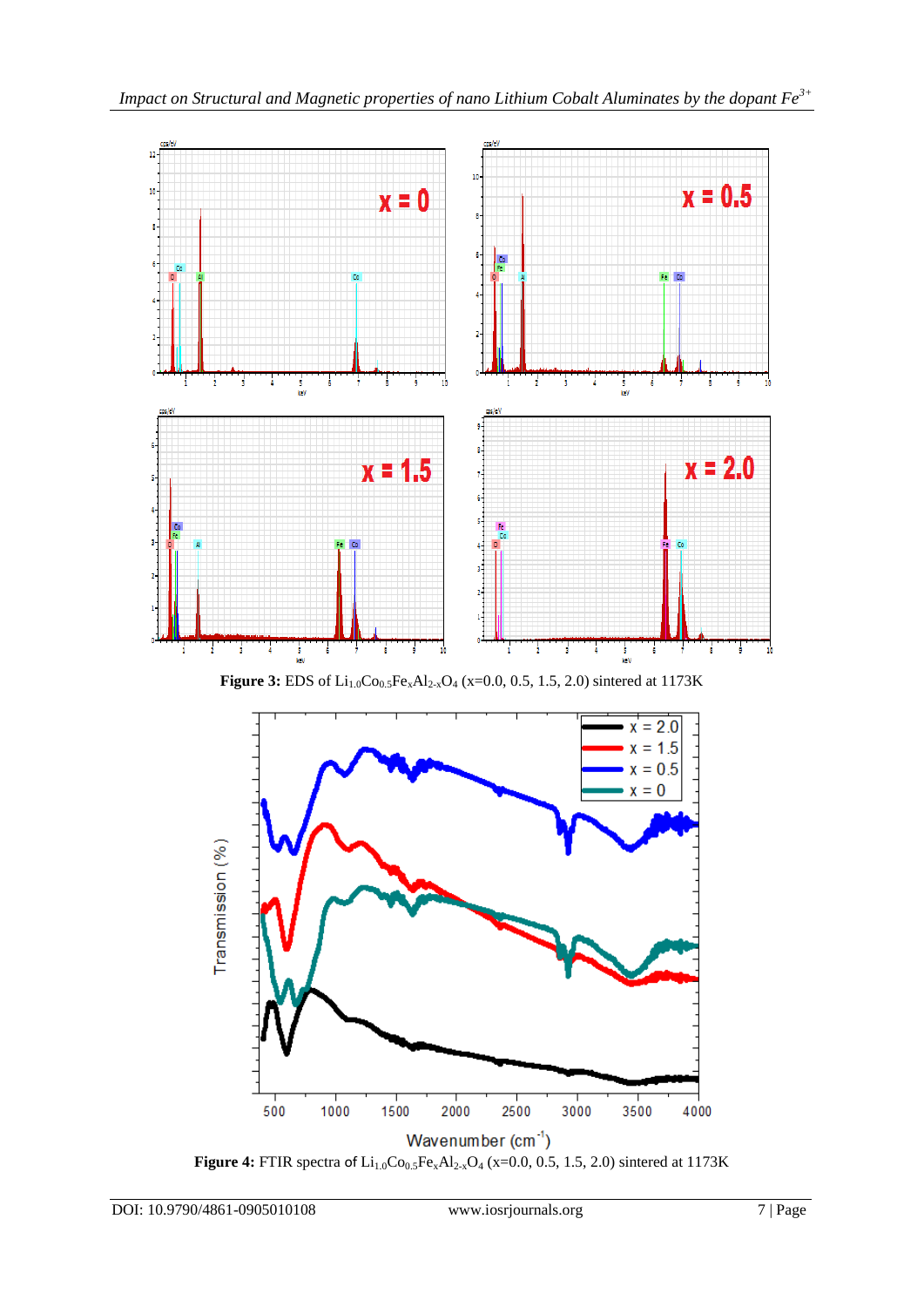x = 0

x = 0.5

x = 1.5

x = 2.0

**Figure 3:** EDS of $Li_{1.0}Co_{0.5}Fe_xAl_{2-x}O_4$ (x=0.0, 0.5, 1.5, 2.0) sintered at 1173K

x = 2.0
x = 1.5
x = 0.5
x = 0

Transmission (%)

500 1000 1500 2000 2500 3000 3500 4000

Wavenumber ($cm^{-1}$)

**Figure 4:** FTIR spectra of $Li_{1.0}Co_{0.5}Fe_xAl_{2-x}O_4$ (x=0.0, 0.5, 1.5, 2.0) sintered at 1173K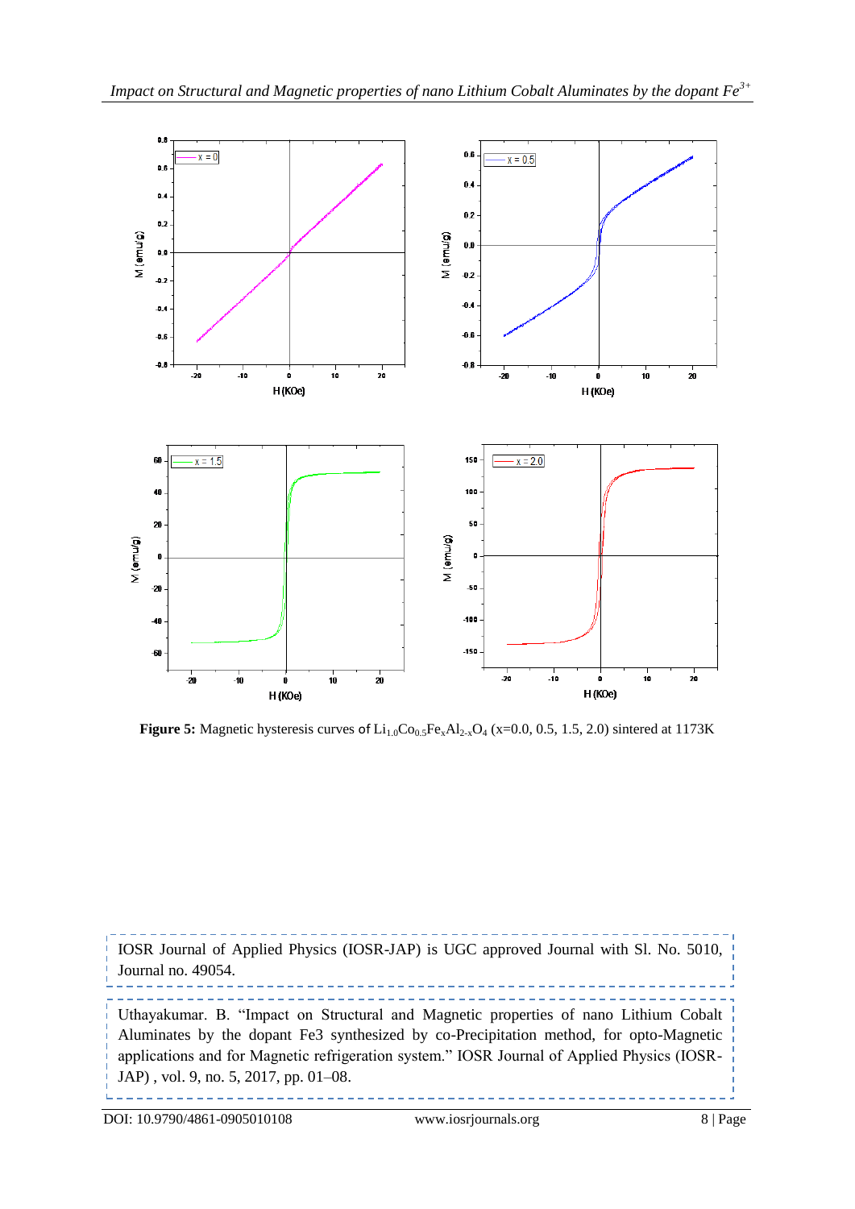x = 0

M (emu/g)

0.8
0.6
0.4
0.2
0.0
-0.2
-0.4
-0.6
-0.8

-20 -10 0 10 20

H (KOe)

x = 0.5

M (emu/g)

0.6
0.4
0.2
0.0
-0.2
-0.4
-0.6
-0.8

-20 -10 0 10 20

H (KOe)

x = 1.5

M (emu/g)

60
40
20
0
-20
-40
-60

-20 -10 0 10 20

H (KOe)

x = 2.0

M (emu/g)

150
100
50
0
-50
-100
-150

-20 -10 0 10 20

H (KOe)

**Figure 5:** Magnetic hysteresis curves of $Li_{1.0}Co_{0.5}Fe_xAl_{2-x}O_4$ (x=0.0, 0.5, 1.5, 2.0) sintered at 1173K

IOSR Journal of Applied Physics (IOSR-JAP) is UGC approved Journal with Sl. No. 5010, Journal no. 49054.

Uthayakumar. B. "Impact on Structural and Magnetic properties of nano Lithium Cobalt Aluminates by the dopant Fe3 synthesized by co-Precipitation method, for opto-Magnetic applications and for Magnetic refrigeration system." IOSR Journal of Applied Physics (IOSR-JAP) , vol. 9, no. 5, 2017, pp. 01–08.